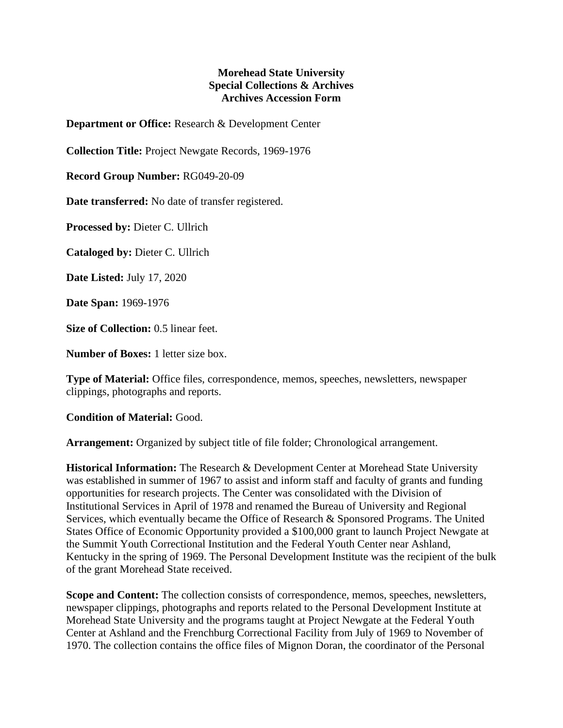**Morehead State University**
**Special Collections & Archives**
**Archives Accession Form**

**Department or Office:** Research & Development Center

**Collection Title:** Project Newgate Records, 1969-1976

**Record Group Number:** RG049-20-09

**Date transferred:** No date of transfer registered.

**Processed by:** Dieter C. Ullrich

**Cataloged by:** Dieter C. Ullrich

**Date Listed:** July 17, 2020

**Date Span:** 1969-1976

**Size of Collection:** 0.5 linear feet.

**Number of Boxes:** 1 letter size box.

**Type of Material:** Office files, correspondence, memos, speeches, newsletters, newspaper clippings, photographs and reports.

**Condition of Material:** Good.

**Arrangement:** Organized by subject title of file folder; Chronological arrangement.

**Historical Information:** The Research & Development Center at Morehead State University was established in summer of 1967 to assist and inform staff and faculty of grants and funding opportunities for research projects. The Center was consolidated with the Division of Institutional Services in April of 1978 and renamed the Bureau of University and Regional Services, which eventually became the Office of Research & Sponsored Programs. The United States Office of Economic Opportunity provided a $100,000 grant to launch Project Newgate at the Summit Youth Correctional Institution and the Federal Youth Center near Ashland, Kentucky in the spring of 1969. The Personal Development Institute was the recipient of the bulk of the grant Morehead State received.

**Scope and Content:** The collection consists of correspondence, memos, speeches, newsletters, newspaper clippings, photographs and reports related to the Personal Development Institute at Morehead State University and the programs taught at Project Newgate at the Federal Youth Center at Ashland and the Frenchburg Correctional Facility from July of 1969 to November of 1970. The collection contains the office files of Mignon Doran, the coordinator of the Personal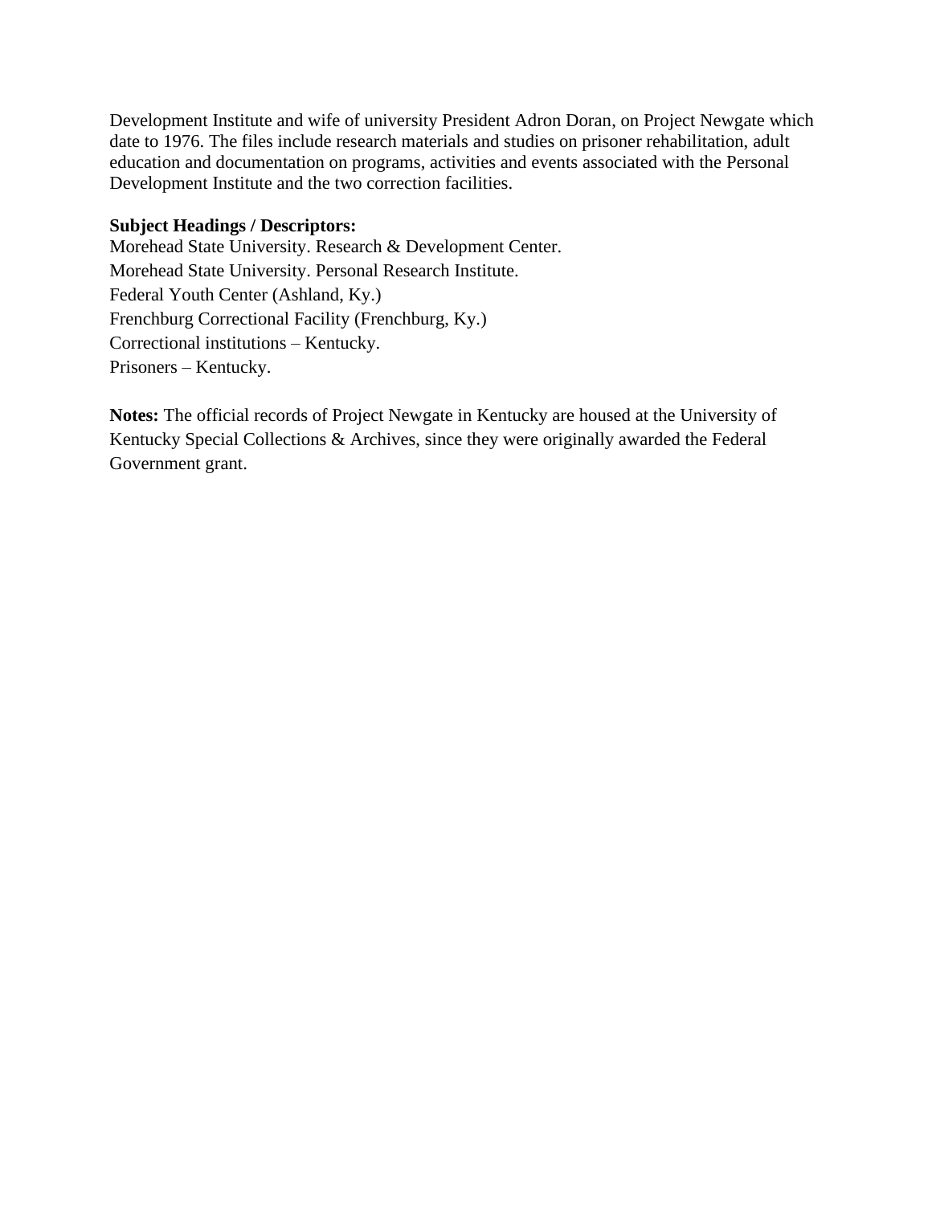Development Institute and wife of university President Adron Doran, on Project Newgate which date to 1976. The files include research materials and studies on prisoner rehabilitation, adult education and documentation on programs, activities and events associated with the Personal Development Institute and the two correction facilities.

**Subject Headings / Descriptors:**

Morehead State University. Research & Development Center.
Morehead State University. Personal Research Institute.
Federal Youth Center (Ashland, Ky.)
Frenchburg Correctional Facility (Frenchburg, Ky.)
Correctional institutions – Kentucky.
Prisoners – Kentucky.

**Notes:** The official records of Project Newgate in Kentucky are housed at the University of Kentucky Special Collections & Archives, since they were originally awarded the Federal Government grant.